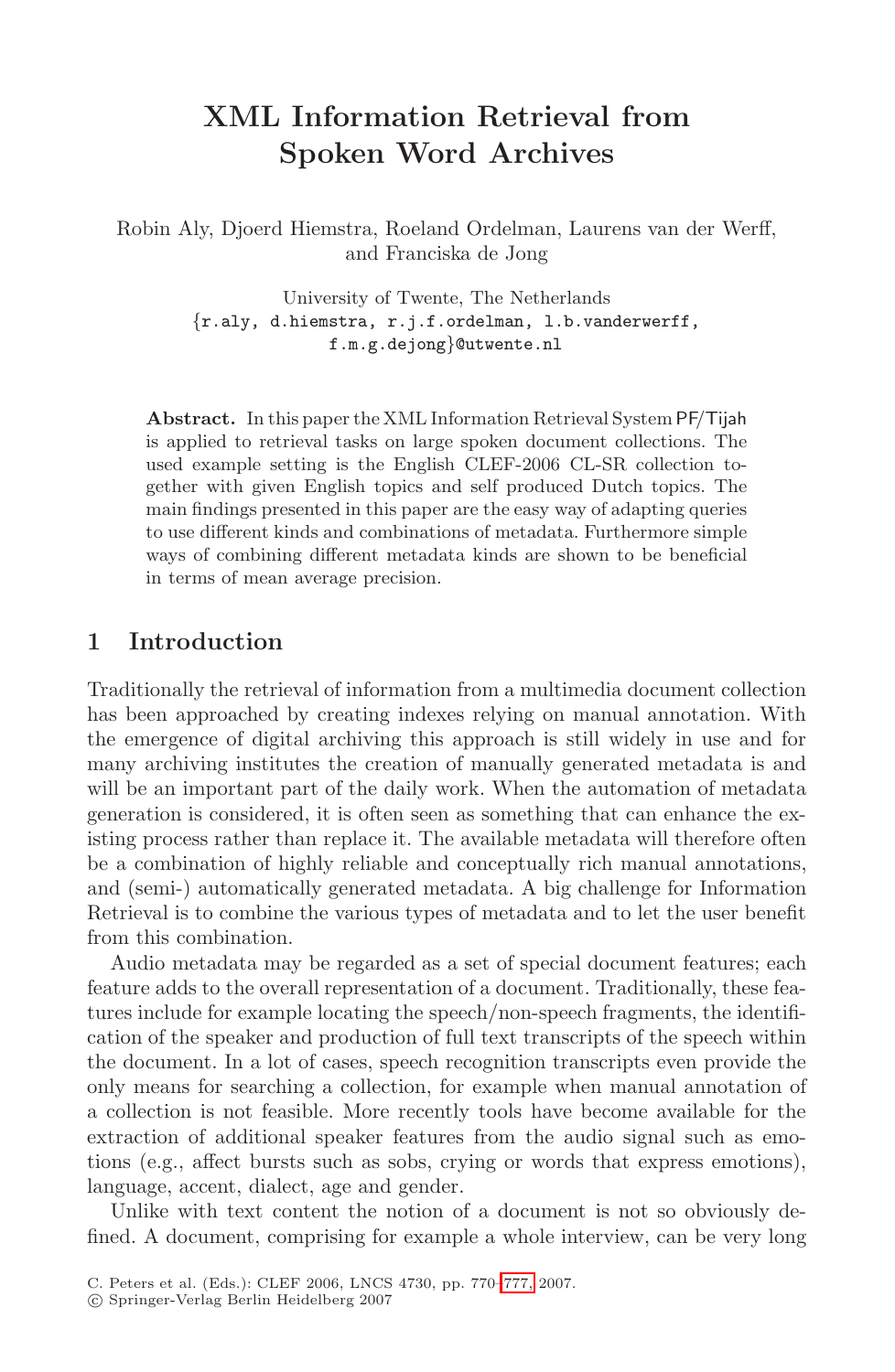# XML Information Retrieval from Spoken Word Archives

Robin Aly, Djoerd Hiemstra, Roeland Ordelman, Laurens van der Werff, and Franciska de Jong

University of Twente, The Netherlands
{r.aly, d.hiemstra, r.j.f.ordelman, l.b.vanderwerff, f.m.g.dejong}@utwente.nl

**Abstract.** In this paper the XML Information Retrieval System PF/Tijah is applied to retrieval tasks on large spoken document collections. The used example setting is the English CLEF-2006 CL-SR collection together with given English topics and self produced Dutch topics. The main findings presented in this paper are the easy way of adapting queries to use different kinds and combinations of metadata. Furthermore simple ways of combining different metadata kinds are shown to be beneficial in terms of mean average precision.

## 1 Introduction

Traditionally the retrieval of information from a multimedia document collection has been approached by creating indexes relying on manual annotation. With the emergence of digital archiving this approach is still widely in use and for many archiving institutes the creation of manually generated metadata is and will be an important part of the daily work. When the automation of metadata generation is considered, it is often seen as something that can enhance the existing process rather than replace it. The available metadata will therefore often be a combination of highly reliable and conceptually rich manual annotations, and (semi-) automatically generated metadata. A big challenge for Information Retrieval is to combine the various types of metadata and to let the user benefit from this combination.

Audio metadata may be regarded as a set of special document features; each feature adds to the overall representation of a document. Traditionally, these features include for example locating the speech/non-speech fragments, the identification of the speaker and production of full text transcripts of the speech within the document. In a lot of cases, speech recognition transcripts even provide the only means for searching a collection, for example when manual annotation of a collection is not feasible. More recently tools have become available for the extraction of additional speaker features from the audio signal such as emotions (e.g., affect bursts such as sobs, crying or words that express emotions), language, accent, dialect, age and gender.

Unlike with text content the notion of a document is not so obviously defined. A document, comprising for example a whole interview, can be very long

C. Peters et al. (Eds.): CLEF 2006, LNCS 4730, pp. 770–777, 2007.
© Springer-Verlag Berlin Heidelberg 2007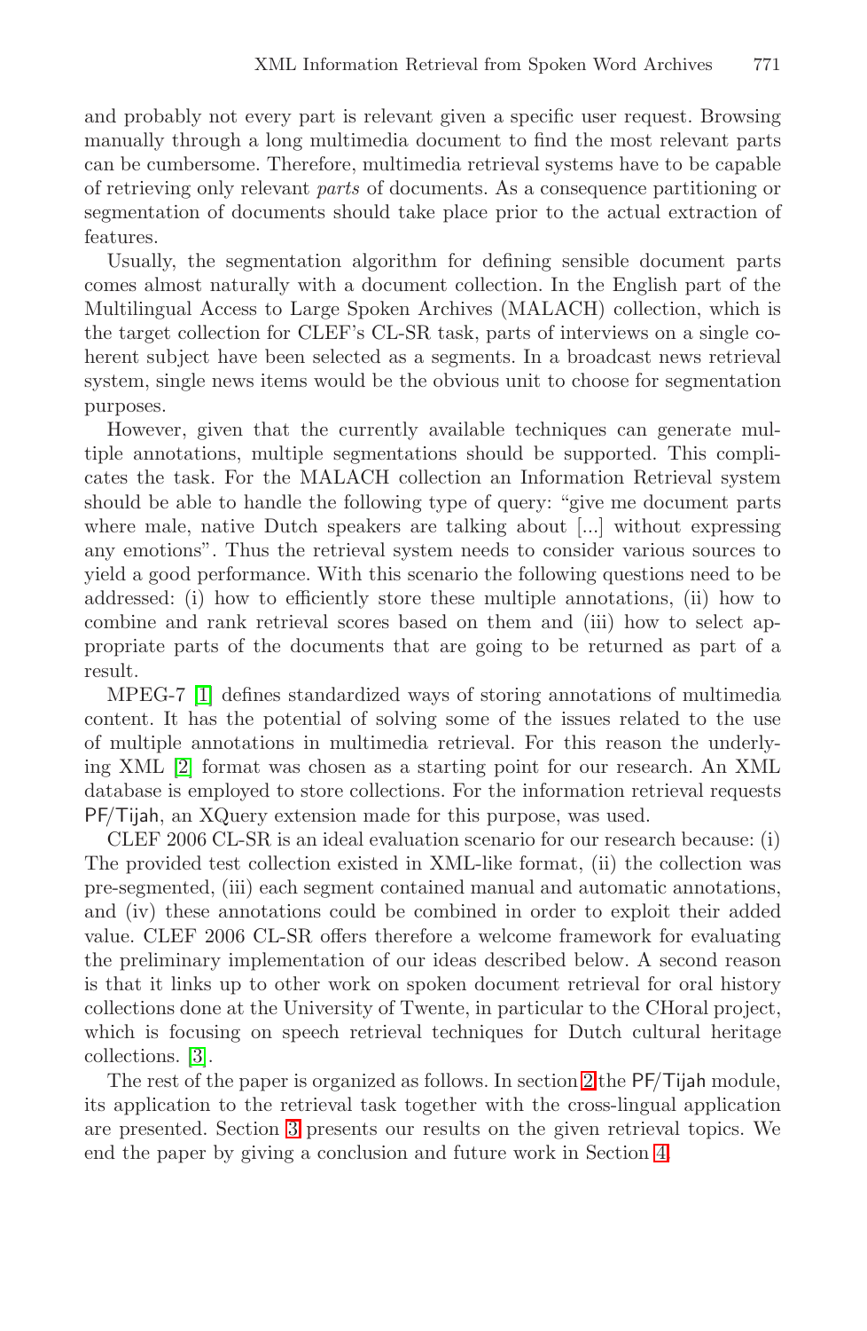and probably not every part is relevant given a specific user request. Browsing manually through a long multimedia document to find the most relevant parts can be cumbersome. Therefore, multimedia retrieval systems have to be capable of retrieving only relevant *parts* of documents. As a consequence partitioning or segmentation of documents should take place prior to the actual extraction of features.

Usually, the segmentation algorithm for defining sensible document parts comes almost naturally with a document collection. In the English part of the Multilingual Access to Large Spoken Archives (MALACH) collection, which is the target collection for CLEF's CL-SR task, parts of interviews on a single coherent subject have been selected as a segments. In a broadcast news retrieval system, single news items would be the obvious unit to choose for segmentation purposes.

However, given that the currently available techniques can generate multiple annotations, multiple segmentations should be supported. This complicates the task. For the MALACH collection an Information Retrieval system should be able to handle the following type of query: "give me document parts where male, native Dutch speakers are talking about [...] without expressing any emotions". Thus the retrieval system needs to consider various sources to yield a good performance. With this scenario the following questions need to be addressed: (i) how to efficiently store these multiple annotations, (ii) how to combine and rank retrieval scores based on them and (iii) how to select appropriate parts of the documents that are going to be returned as part of a result.

MPEG-7 [1] defines standardized ways of storing annotations of multimedia content. It has the potential of solving some of the issues related to the use of multiple annotations in multimedia retrieval. For this reason the underlying XML [2] format was chosen as a starting point for our research. An XML database is employed to store collections. For the information retrieval requests PF/Tijah, an XQuery extension made for this purpose, was used.

CLEF 2006 CL-SR is an ideal evaluation scenario for our research because: (i) The provided test collection existed in XML-like format, (ii) the collection was pre-segmented, (iii) each segment contained manual and automatic annotations, and (iv) these annotations could be combined in order to exploit their added value. CLEF 2006 CL-SR offers therefore a welcome framework for evaluating the preliminary implementation of our ideas described below. A second reason is that it links up to other work on spoken document retrieval for oral history collections done at the University of Twente, in particular to the CHoral project, which is focusing on speech retrieval techniques for Dutch cultural heritage collections. [3].

The rest of the paper is organized as follows. In section 2 the PF/Tijah module, its application to the retrieval task together with the cross-lingual application are presented. Section 3 presents our results on the given retrieval topics. We end the paper by giving a conclusion and future work in Section 4.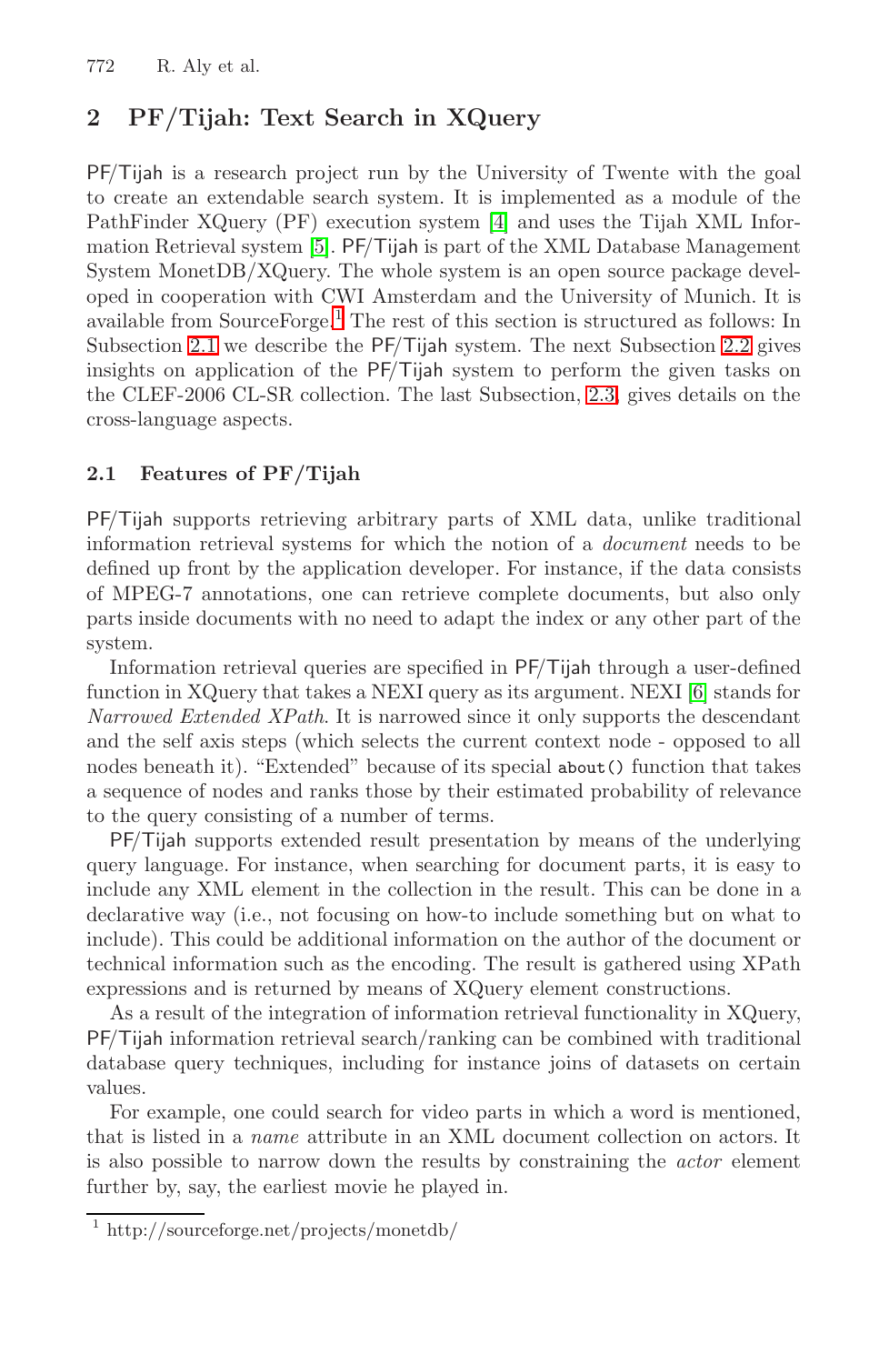## 2 PF/Tijah: Text Search in XQuery

PF/Tijah is a research project run by the University of Twente with the goal to create an extendable search system. It is implemented as a module of the PathFinder XQuery (PF) execution system [4] and uses the Tijah XML Information Retrieval system [5]. PF/Tijah is part of the XML Database Management System MonetDB/XQuery. The whole system is an open source package developed in cooperation with CWI Amsterdam and the University of Munich. It is available from SourceForge.[1] The rest of this section is structured as follows: In Subsection 2.1 we describe the PF/Tijah system. The next Subsection 2.2 gives insights on application of the PF/Tijah system to perform the given tasks on the CLEF-2006 CL-SR collection. The last Subsection, 2.3, gives details on the cross-language aspects.

### 2.1 Features of PF/Tijah

PF/Tijah supports retrieving arbitrary parts of XML data, unlike traditional information retrieval systems for which the notion of a *document* needs to be defined up front by the application developer. For instance, if the data consists of MPEG-7 annotations, one can retrieve complete documents, but also only parts inside documents with no need to adapt the index or any other part of the system.

Information retrieval queries are specified in PF/Tijah through a user-defined function in XQuery that takes a NEXI query as its argument. NEXI [6] stands for *Narrowed Extended XPath*. It is narrowed since it only supports the descendant and the self axis steps (which selects the current context node - opposed to all nodes beneath it). "Extended" because of its special `about()` function that takes a sequence of nodes and ranks those by their estimated probability of relevance to the query consisting of a number of terms.

PF/Tijah supports extended result presentation by means of the underlying query language. For instance, when searching for document parts, it is easy to include any XML element in the collection in the result. This can be done in a declarative way (i.e., not focusing on how-to include something but on what to include). This could be additional information on the author of the document or technical information such as the encoding. The result is gathered using XPath expressions and is returned by means of XQuery element constructions.

As a result of the integration of information retrieval functionality in XQuery, PF/Tijah information retrieval search/ranking can be combined with traditional database query techniques, including for instance joins of datasets on certain values.

For example, one could search for video parts in which a word is mentioned, that is listed in a *name* attribute in an XML document collection on actors. It is also possible to narrow down the results by constraining the *actor* element further by, say, the earliest movie he played in.

---

[1] http://sourceforge.net/projects/monetdb/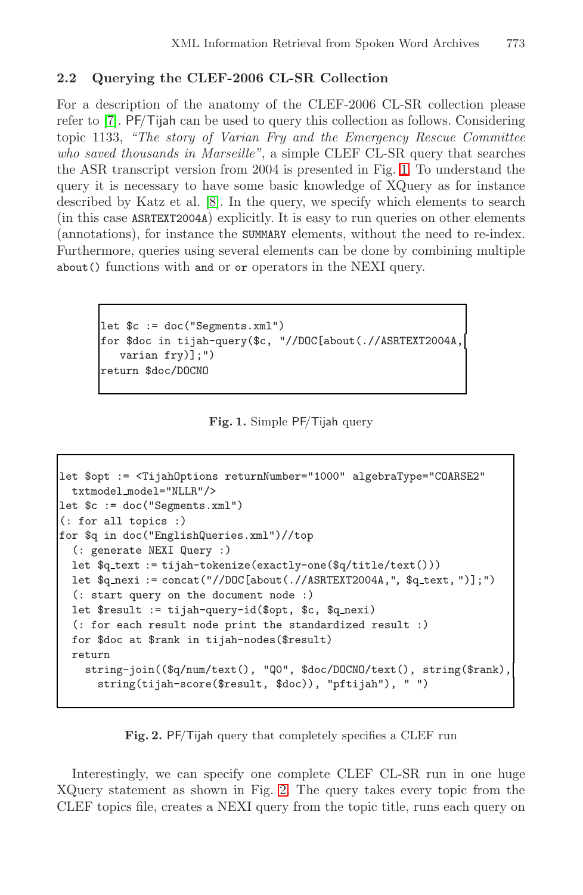### 2.2 Querying the CLEF-2006 CL-SR Collection

For a description of the anatomy of the CLEF-2006 CL-SR collection please refer to [7]. PF/Tijah can be used to query this collection as follows. Considering topic 1133, *"The story of Varian Fry and the Emergency Rescue Committee who saved thousands in Marseille"*, a simple CLEF CL-SR query that searches the ASR transcript version from 2004 is presented in Fig. 1. To understand the query it is necessary to have some basic knowledge of XQuery as for instance described by Katz et al. [8]. In the query, we specify which elements to search (in this case `ASRTEXT2004A`) explicitly. It is easy to run queries on other elements (annotations), for instance the `SUMMARY` elements, without the need to re-index. Furthermore, queries using several elements can be done by combining multiple `about()` functions with `and` or `or` operators in the NEXI query.

```
let $c := doc("Segments.xml")
for $doc in tijah-query($c, "//DOC[about(.//ASRTEXT2004A,
   varian fry)];")
return $doc/DOCNO
```

**Fig. 1.** Simple PF/Tijah query

```
let $opt := <TijahOptions returnNumber="1000" algebraType="COARSE2"
  txtmodel_model="NLLR"/>
let $c := doc("Segments.xml")
(: for all topics :)
for $q in doc("EnglishQueries.xml")//top
  (: generate NEXI Query :)
  let $q_text := tijah-tokenize(exactly-one($q/title/text()))
  let $q_nexi := concat("//DOC[about(.//ASRTEXT2004A,", $q_text, ")];")
  (: start query on the document node :)
  let $result := tijah-query-id($opt, $c, $q_nexi)
  (: for each result node print the standardized result :)
  for $doc at $rank in tijah-nodes($result)
  return
    string-join(($q/num/text(), "Q0", $doc/DOCNO/text(), string($rank),
      string(tijah-score($result, $doc)), "pftijah"), " ")
```

**Fig. 2.** PF/Tijah query that completely specifies a CLEF run

Interestingly, we can specify one complete CLEF CL-SR run in one huge XQuery statement as shown in Fig. 2. The query takes every topic from the CLEF topics file, creates a NEXI query from the topic title, runs each query on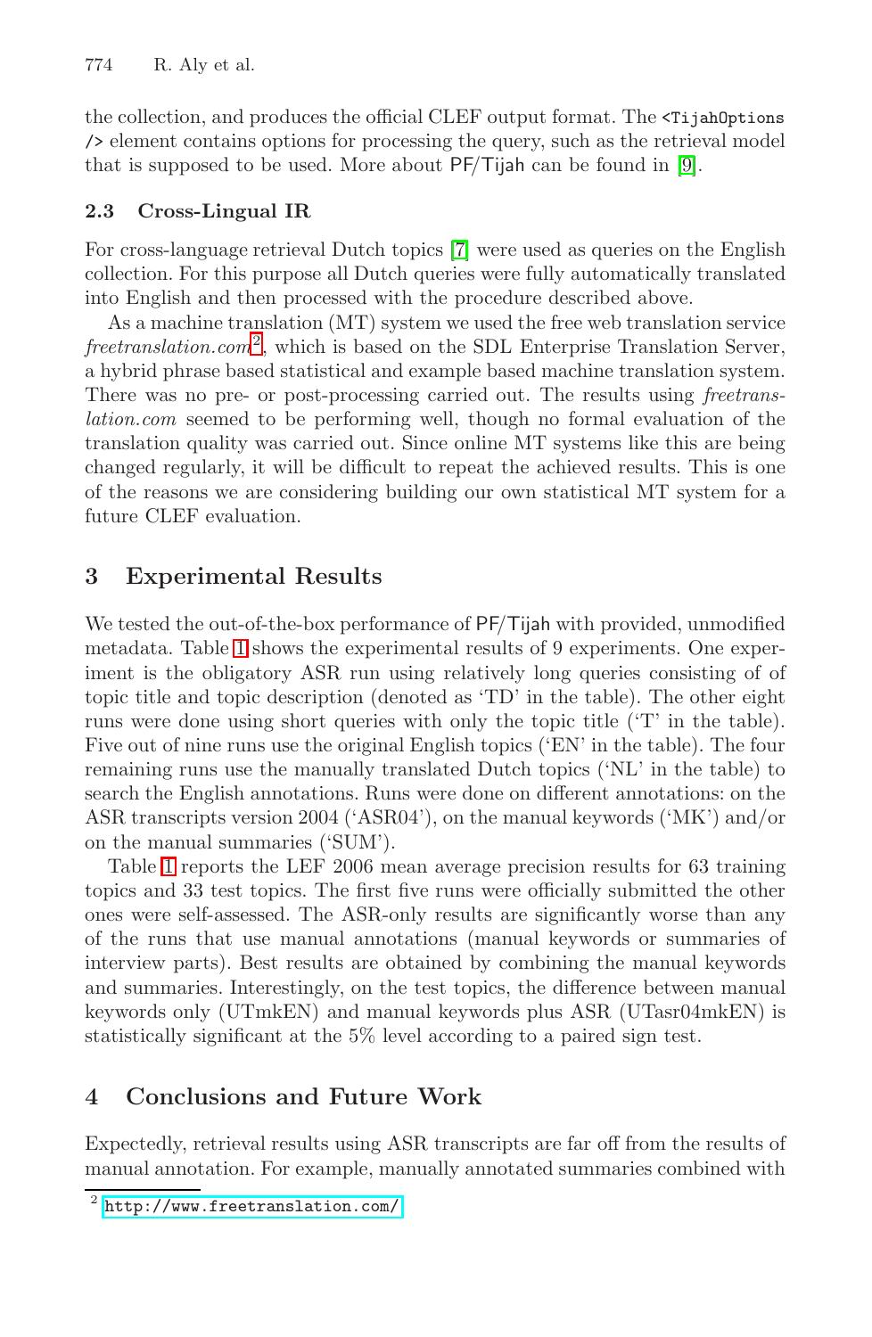the collection, and produces the official CLEF output format. The `<TijahOptions />` element contains options for processing the query, such as the retrieval model that is supposed to be used. More about PF/Tijah can be found in [9].

### 2.3 Cross-Lingual IR

For cross-language retrieval Dutch topics [7] were used as queries on the English collection. For this purpose all Dutch queries were fully automatically translated into English and then processed with the procedure described above.

As a machine translation (MT) system we used the free web translation service *freetranslation.com*[2], which is based on the SDL Enterprise Translation Server, a hybrid phrase based statistical and example based machine translation system. There was no pre- or post-processing carried out. The results using *freetranslation.com* seemed to be performing well, though no formal evaluation of the translation quality was carried out. Since online MT systems like this are being changed regularly, it will be difficult to repeat the achieved results. This is one of the reasons we are considering building our own statistical MT system for a future CLEF evaluation.

## 3 Experimental Results

We tested the out-of-the-box performance of PF/Tijah with provided, unmodified metadata. Table 1 shows the experimental results of 9 experiments. One experiment is the obligatory ASR run using relatively long queries consisting of of topic title and topic description (denoted as 'TD' in the table). The other eight runs were done using short queries with only the topic title ('T' in the table). Five out of nine runs use the original English topics ('EN' in the table). The four remaining runs use the manually translated Dutch topics ('NL' in the table) to search the English annotations. Runs were done on different annotations: on the ASR transcripts version 2004 ('ASR04'), on the manual keywords ('MK') and/or on the manual summaries ('SUM').

Table 1 reports the LEF 2006 mean average precision results for 63 training topics and 33 test topics. The first five runs were officially submitted the other ones were self-assessed. The ASR-only results are significantly worse than any of the runs that use manual annotations (manual keywords or summaries of interview parts). Best results are obtained by combining the manual keywords and summaries. Interestingly, on the test topics, the difference between manual keywords only (UTmkEN) and manual keywords plus ASR (UTasr04mkEN) is statistically significant at the 5% level according to a paired sign test.

## 4 Conclusions and Future Work

Expectedly, retrieval results using ASR transcripts are far off from the results of manual annotation. For example, manually annotated summaries combined with

[2] http://www.freetranslation.com/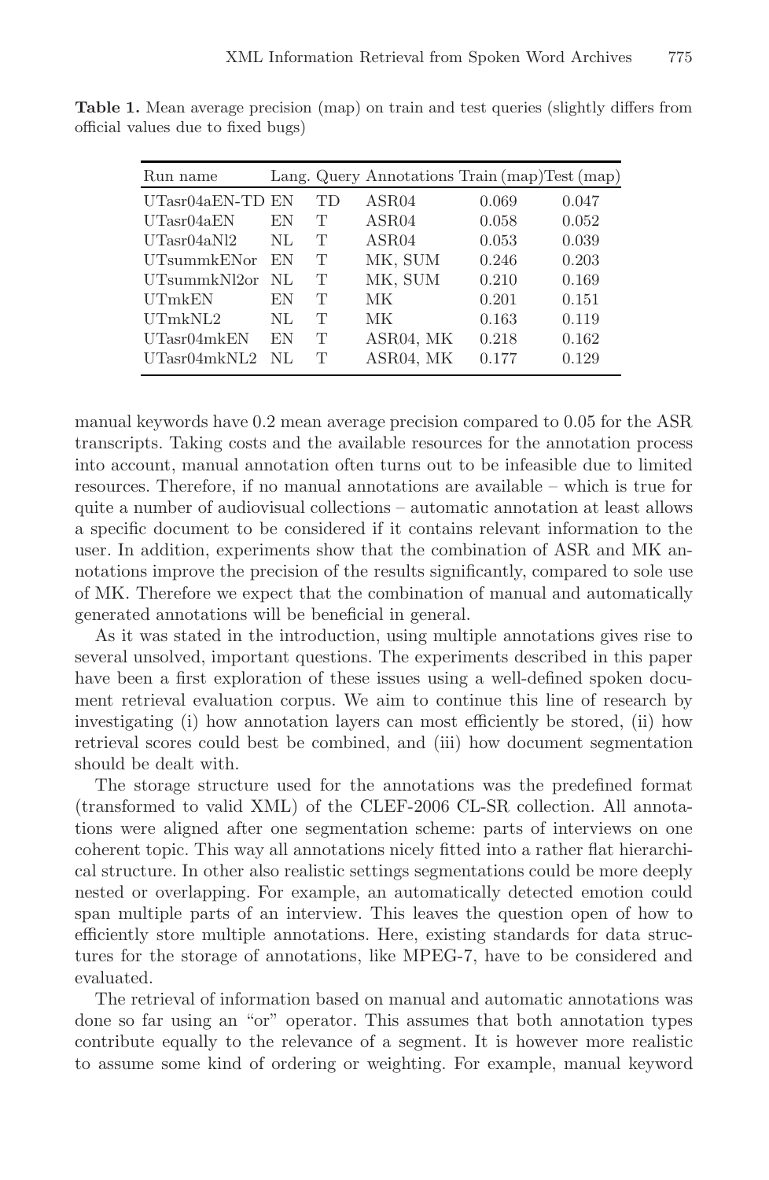**Table 1.** Mean average precision (map) on train and test queries (slightly differs from official values due to fixed bugs)

| Run name | Lang. | Query | Annotations | Train (map) | Test (map) |
|---|---|---|---|---|---|
| UTasr04aEN-TD | EN | TD | ASR04 | 0.069 | 0.047 |
| UTasr04aEN | EN | T | ASR04 | 0.058 | 0.052 |
| UTasr04aNl2 | NL | T | ASR04 | 0.053 | 0.039 |
| UTsummkENor | EN | T | MK, SUM | 0.246 | 0.203 |
| UTsummkNl2or | NL | T | MK, SUM | 0.210 | 0.169 |
| UTmkEN | EN | T | MK | 0.201 | 0.151 |
| UTmkNL2 | NL | T | MK | 0.163 | 0.119 |
| UTasr04mkEN | EN | T | ASR04, MK | 0.218 | 0.162 |
| UTasr04mkNL2 | NL | T | ASR04, MK | 0.177 | 0.129 |

manual keywords have 0.2 mean average precision compared to 0.05 for the ASR transcripts. Taking costs and the available resources for the annotation process into account, manual annotation often turns out to be infeasible due to limited resources. Therefore, if no manual annotations are available – which is true for quite a number of audiovisual collections – automatic annotation at least allows a specific document to be considered if it contains relevant information to the user. In addition, experiments show that the combination of ASR and MK annotations improve the precision of the results significantly, compared to sole use of MK. Therefore we expect that the combination of manual and automatically generated annotations will be beneficial in general.

As it was stated in the introduction, using multiple annotations gives rise to several unsolved, important questions. The experiments described in this paper have been a first exploration of these issues using a well-defined spoken document retrieval evaluation corpus. We aim to continue this line of research by investigating (i) how annotation layers can most efficiently be stored, (ii) how retrieval scores could best be combined, and (iii) how document segmentation should be dealt with.

The storage structure used for the annotations was the predefined format (transformed to valid XML) of the CLEF-2006 CL-SR collection. All annotations were aligned after one segmentation scheme: parts of interviews on one coherent topic. This way all annotations nicely fitted into a rather flat hierarchical structure. In other also realistic settings segmentations could be more deeply nested or overlapping. For example, an automatically detected emotion could span multiple parts of an interview. This leaves the question open of how to efficiently store multiple annotations. Here, existing standards for data structures for the storage of annotations, like MPEG-7, have to be considered and evaluated.

The retrieval of information based on manual and automatic annotations was done so far using an "or" operator. This assumes that both annotation types contribute equally to the relevance of a segment. It is however more realistic to assume some kind of ordering or weighting. For example, manual keyword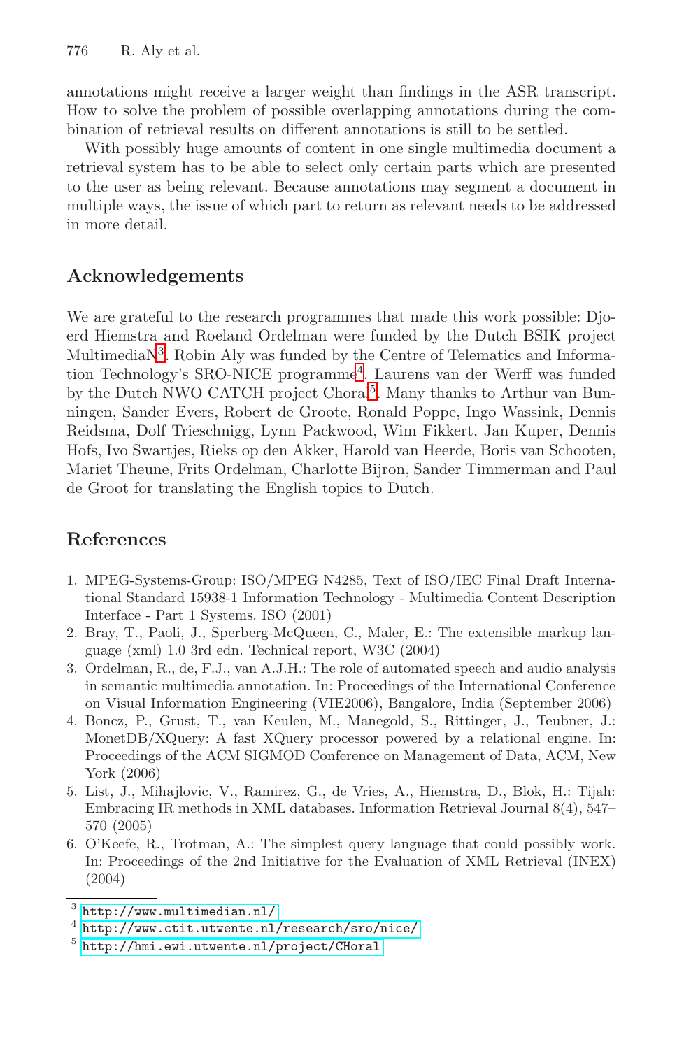annotations might receive a larger weight than findings in the ASR transcript. How to solve the problem of possible overlapping annotations during the combination of retrieval results on different annotations is still to be settled.

With possibly huge amounts of content in one single multimedia document a retrieval system has to be able to select only certain parts which are presented to the user as being relevant. Because annotations may segment a document in multiple ways, the issue of which part to return as relevant needs to be addressed in more detail.

## Acknowledgements

We are grateful to the research programmes that made this work possible: Djoerd Hiemstra and Roeland Ordelman were funded by the Dutch BSIK project MultimediaN[3]. Robin Aly was funded by the Centre of Telematics and Information Technology's SRO-NICE programme[4]. Laurens van der Werff was funded by the Dutch NWO CATCH project Choral[5]. Many thanks to Arthur van Bunningen, Sander Evers, Robert de Groote, Ronald Poppe, Ingo Wassink, Dennis Reidsma, Dolf Trieschnigg, Lynn Packwood, Wim Fikkert, Jan Kuper, Dennis Hofs, Ivo Swartjes, Rieks op den Akker, Harold van Heerde, Boris van Schooten, Mariet Theune, Frits Ordelman, Charlotte Bijron, Sander Timmerman and Paul de Groot for translating the English topics to Dutch.

## References

1. MPEG-Systems-Group: ISO/MPEG N4285, Text of ISO/IEC Final Draft International Standard 15938-1 Information Technology - Multimedia Content Description Interface - Part 1 Systems. ISO (2001)
2. Bray, T., Paoli, J., Sperberg-McQueen, C., Maler, E.: The extensible markup language (xml) 1.0 3rd edn. Technical report, W3C (2004)
3. Ordelman, R., de, F.J., van A.J.H.: The role of automated speech and audio analysis in semantic multimedia annotation. In: Proceedings of the International Conference on Visual Information Engineering (VIE2006), Bangalore, India (September 2006)
4. Boncz, P., Grust, T., van Keulen, M., Manegold, S., Rittinger, J., Teubner, J.: MonetDB/XQuery: A fast XQuery processor powered by a relational engine. In: Proceedings of the ACM SIGMOD Conference on Management of Data, ACM, New York (2006)
5. List, J., Mihajlovic, V., Ramirez, G., de Vries, A., Hiemstra, D., Blok, H.: Tijah: Embracing IR methods in XML databases. Information Retrieval Journal 8(4), 547–570 (2005)
6. O'Keefe, R., Trotman, A.: The simplest query language that could possibly work. In: Proceedings of the 2nd Initiative for the Evaluation of XML Retrieval (INEX) (2004)

---

[3] http://www.multimedian.nl/

[4] http://www.ctit.utwente.nl/research/sro/nice/

[5] http://hmi.ewi.utwente.nl/project/CHoral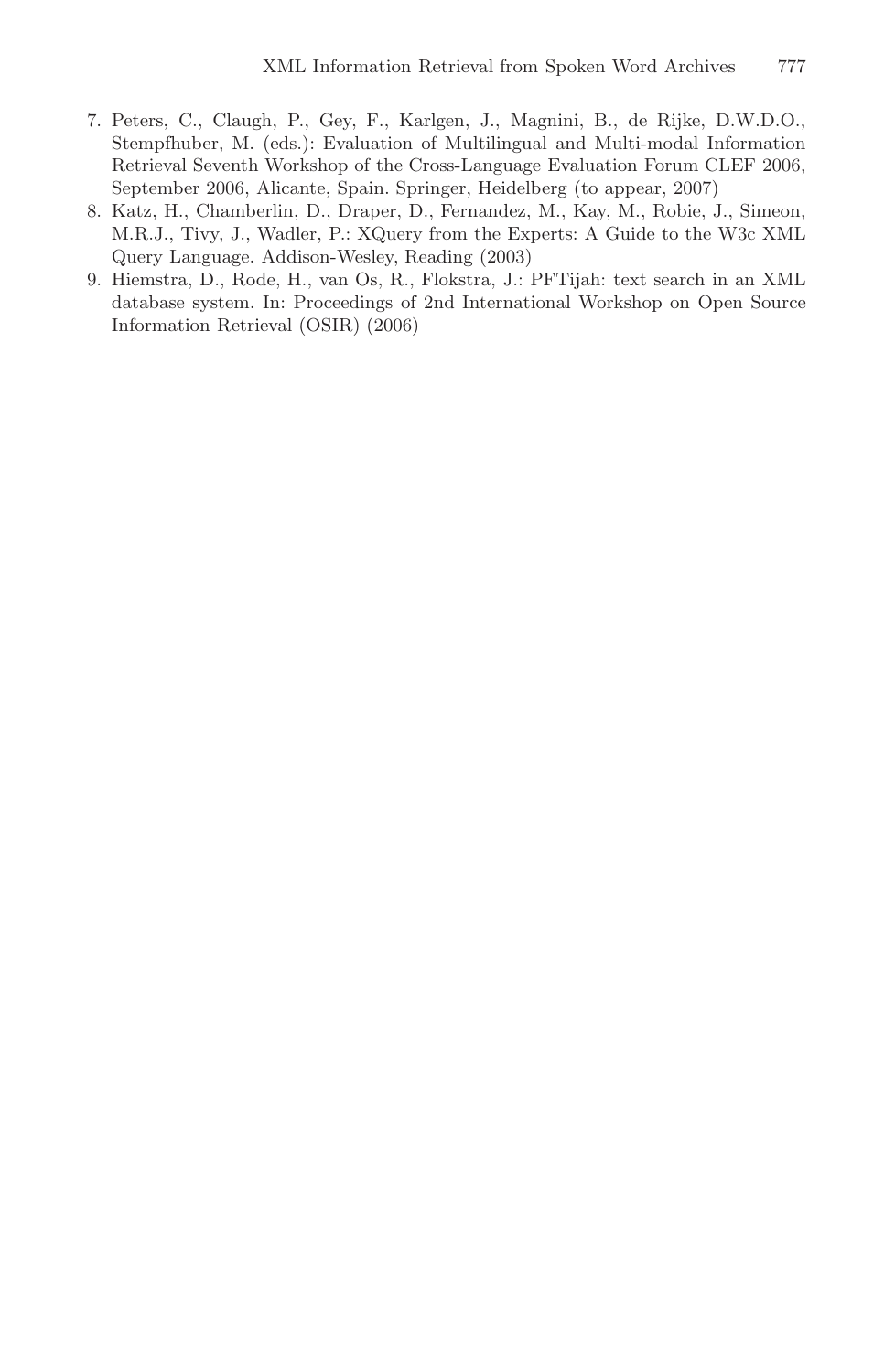7. Peters, C., Claugh, P., Gey, F., Karlgen, J., Magnini, B., de Rijke, D.W.D.O., Stempfhuber, M. (eds.): Evaluation of Multilingual and Multi-modal Information Retrieval Seventh Workshop of the Cross-Language Evaluation Forum CLEF 2006, September 2006, Alicante, Spain. Springer, Heidelberg (to appear, 2007)
8. Katz, H., Chamberlin, D., Draper, D., Fernandez, M., Kay, M., Robie, J., Simeon, M.R.J., Tivy, J., Wadler, P.: XQuery from the Experts: A Guide to the W3c XML Query Language. Addison-Wesley, Reading (2003)
9. Hiemstra, D., Rode, H., van Os, R., Flokstra, J.: PFTijah: text search in an XML database system. In: Proceedings of 2nd International Workshop on Open Source Information Retrieval (OSIR) (2006)